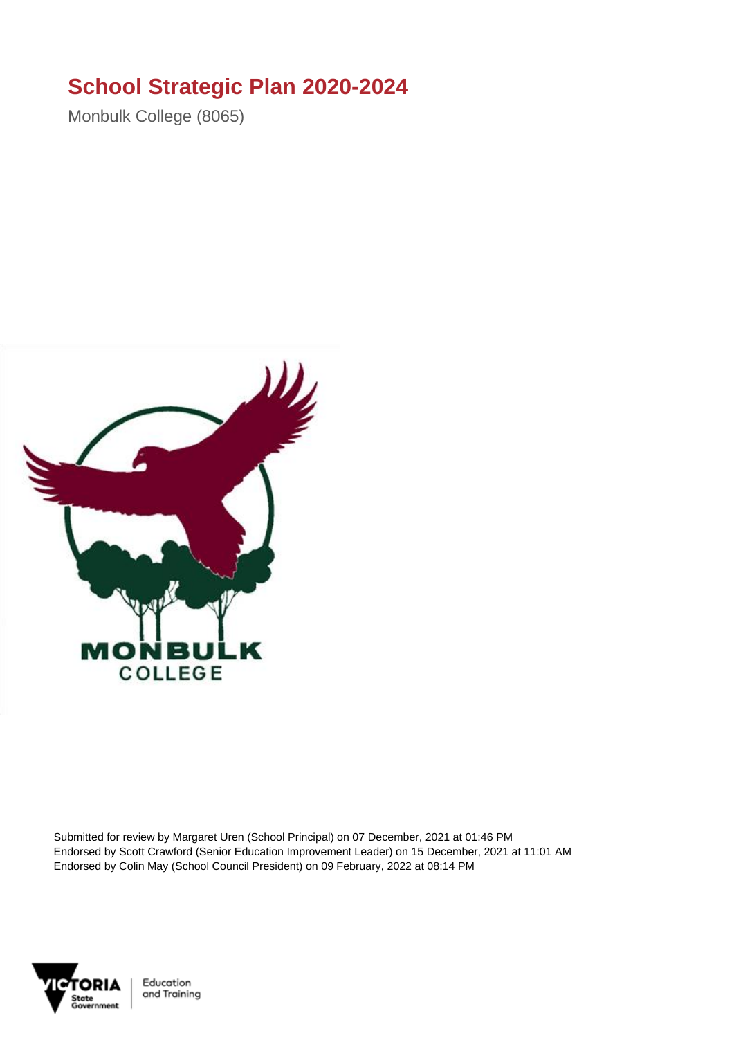# School Strategic Plan 2020-2024

Monbulk College (8065)

Submitted for review by Margaret Uren (School Principal) on 07 December, 2021 at 01:46 PM
Endorsed by Scott Crawford (Senior Education Improvement Leader) on 15 December, 2021 at 11:01 AM
Endorsed by Colin May (School Council President) on 09 February, 2022 at 08:14 PM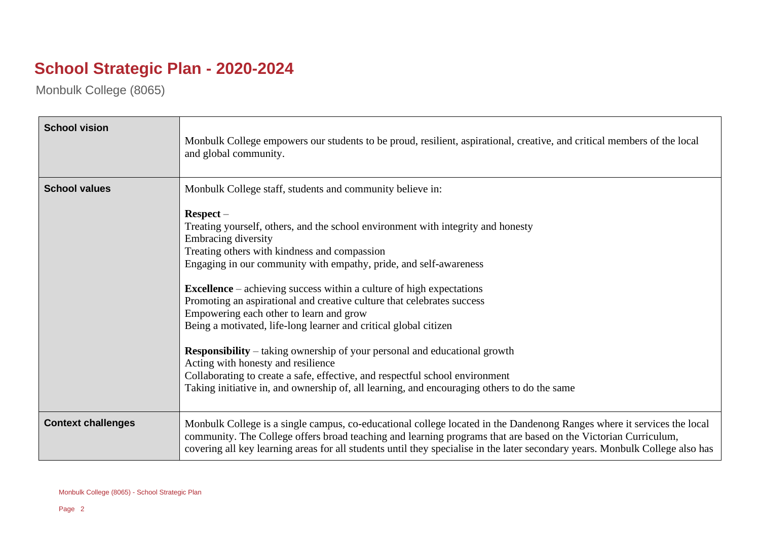# School Strategic Plan - 2020-2024

Monbulk College (8065)

| | |
|---|---|
| **School vision** | Monbulk College empowers our students to be proud, resilient, aspirational, creative, and critical members of the local and global community. |
| **School values** | Monbulk College staff, students and community believe in:<br><br>**Respect** –<br>Treating yourself, others, and the school environment with integrity and honesty<br>Embracing diversity<br>Treating others with kindness and compassion<br>Engaging in our community with empathy, pride, and self-awareness<br><br>**Excellence** – achieving success within a culture of high expectations<br>Promoting an aspirational and creative culture that celebrates success<br>Empowering each other to learn and grow<br>Being a motivated, life-long learner and critical global citizen<br><br>**Responsibility** – taking ownership of your personal and educational growth<br>Acting with honesty and resilience<br>Collaborating to create a safe, effective, and respectful school environment<br>Taking initiative in, and ownership of, all learning, and encouraging others to do the same |
| **Context challenges** | Monbulk College is a single campus, co-educational college located in the Dandenong Ranges where it services the local community. The College offers broad teaching and learning programs that are based on the Victorian Curriculum, covering all key learning areas for all students until they specialise in the later secondary years. Monbulk College also has |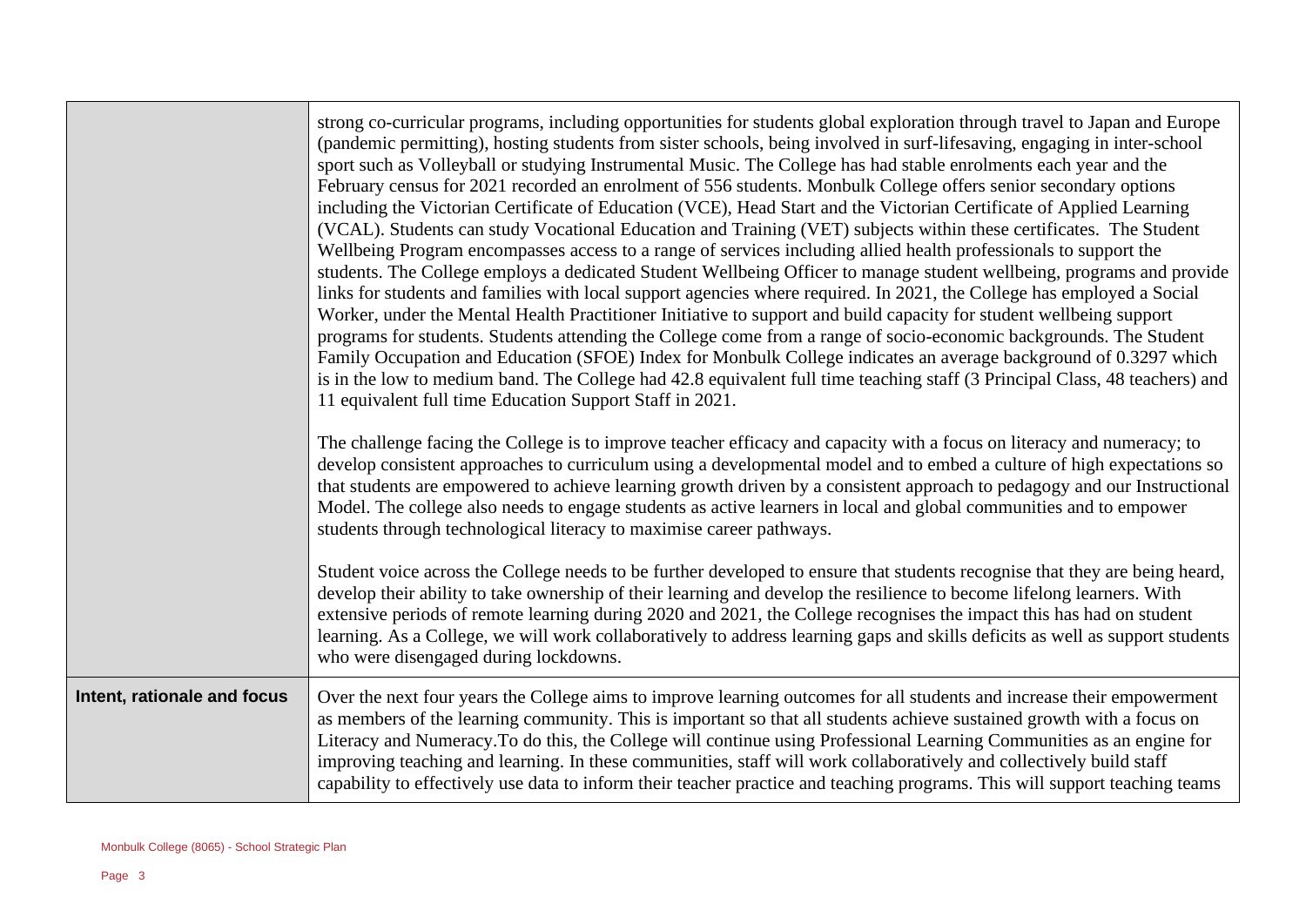| | |
|---|---|
| | strong co-curricular programs, including opportunities for students global exploration through travel to Japan and Europe (pandemic permitting), hosting students from sister schools, being involved in surf-lifesaving, engaging in inter-school sport such as Volleyball or studying Instrumental Music. The College has had stable enrolments each year and the February census for 2021 recorded an enrolment of 556 students. Monbulk College offers senior secondary options including the Victorian Certificate of Education (VCE), Head Start and the Victorian Certificate of Applied Learning (VCAL). Students can study Vocational Education and Training (VET) subjects within these certificates. The Student Wellbeing Program encompasses access to a range of services including allied health professionals to support the students. The College employs a dedicated Student Wellbeing Officer to manage student wellbeing, programs and provide links for students and families with local support agencies where required. In 2021, the College has employed a Social Worker, under the Mental Health Practitioner Initiative to support and build capacity for student wellbeing support programs for students. Students attending the College come from a range of socio-economic backgrounds. The Student Family Occupation and Education (SFOE) Index for Monbulk College indicates an average background of 0.3297 which is in the low to medium band. The College had 42.8 equivalent full time teaching staff (3 Principal Class, 48 teachers) and 11 equivalent full time Education Support Staff in 2021.<br><br>The challenge facing the College is to improve teacher efficacy and capacity with a focus on literacy and numeracy; to develop consistent approaches to curriculum using a developmental model and to embed a culture of high expectations so that students are empowered to achieve learning growth driven by a consistent approach to pedagogy and our Instructional Model. The college also needs to engage students as active learners in local and global communities and to empower students through technological literacy to maximise career pathways.<br><br>Student voice across the College needs to be further developed to ensure that students recognise that they are being heard, develop their ability to take ownership of their learning and develop the resilience to become lifelong learners. With extensive periods of remote learning during 2020 and 2021, the College recognises the impact this has had on student learning. As a College, we will work collaboratively to address learning gaps and skills deficits as well as support students who were disengaged during lockdowns. |
| **Intent, rationale and focus** | Over the next four years the College aims to improve learning outcomes for all students and increase their empowerment as members of the learning community. This is important so that all students achieve sustained growth with a focus on Literacy and Numeracy.To do this, the College will continue using Professional Learning Communities as an engine for improving teaching and learning. In these communities, staff will work collaboratively and collectively build staff capability to effectively use data to inform their teacher practice and teaching programs. This will support teaching teams |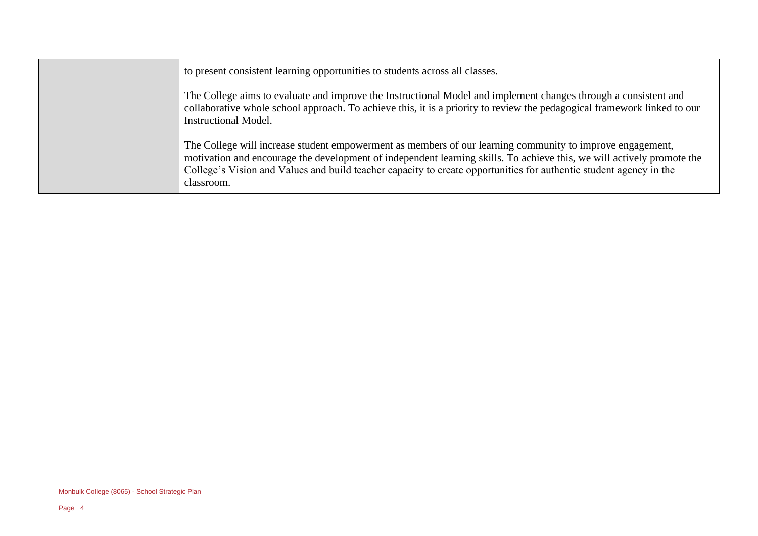| | |
|---|---|
| | to present consistent learning opportunities to students across all classes.<br><br>The College aims to evaluate and improve the Instructional Model and implement changes through a consistent and collaborative whole school approach. To achieve this, it is a priority to review the pedagogical framework linked to our Instructional Model.<br><br>The College will increase student empowerment as members of our learning community to improve engagement, motivation and encourage the development of independent learning skills. To achieve this, we will actively promote the College's Vision and Values and build teacher capacity to create opportunities for authentic student agency in the classroom. |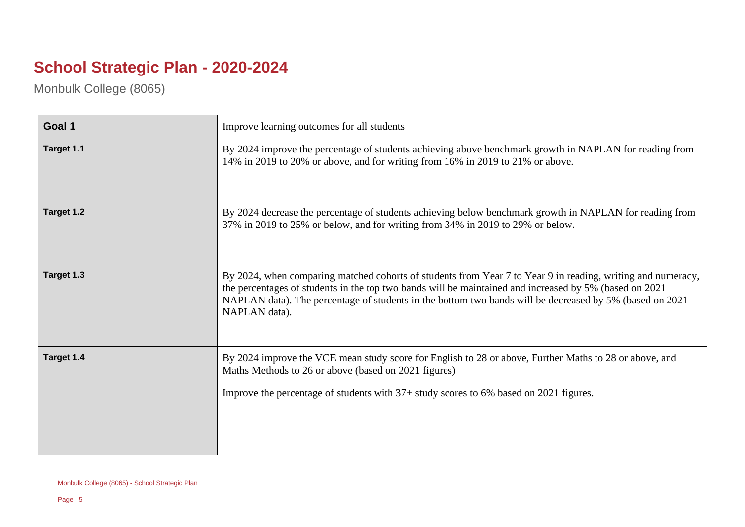# School Strategic Plan - 2020-2024

Monbulk College (8065)

| **Goal 1** | Improve learning outcomes for all students |
|---|---|
| **Target 1.1** | By 2024 improve the percentage of students achieving above benchmark growth in NAPLAN for reading from 14% in 2019 to 20% or above, and for writing from 16% in 2019 to 21% or above. |
| **Target 1.2** | By 2024 decrease the percentage of students achieving below benchmark growth in NAPLAN for reading from 37% in 2019 to 25% or below, and for writing from 34% in 2019 to 29% or below. |
| **Target 1.3** | By 2024, when comparing matched cohorts of students from Year 7 to Year 9 in reading, writing and numeracy, the percentages of students in the top two bands will be maintained and increased by 5% (based on 2021 NAPLAN data). The percentage of students in the bottom two bands will be decreased by 5% (based on 2021 NAPLAN data). |
| **Target 1.4** | By 2024 improve the VCE mean study score for English to 28 or above, Further Maths to 28 or above, and Maths Methods to 26 or above (based on 2021 figures)<br><br>Improve the percentage of students with 37+ study scores to 6% based on 2021 figures. |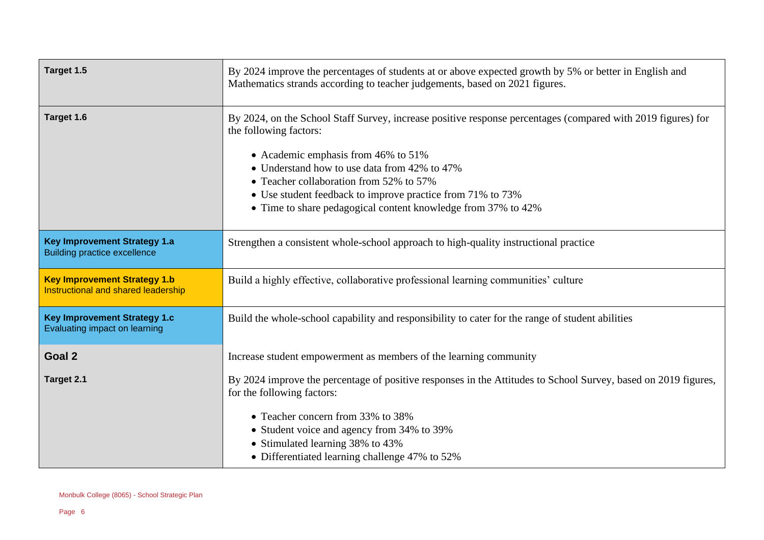| | |
|---|---|
| **Target 1.5** | By 2024 improve the percentages of students at or above expected growth by 5% or better in English and Mathematics strands according to teacher judgements, based on 2021 figures. |
| **Target 1.6** | By 2024, on the School Staff Survey, increase positive response percentages (compared with 2019 figures) for the following factors:<br><br>• Academic emphasis from 46% to 51%<br>• Understand how to use data from 42% to 47%<br>• Teacher collaboration from 52% to 57%<br>• Use student feedback to improve practice from 71% to 73%<br>• Time to share pedagogical content knowledge from 37% to 42% |
| **Key Improvement Strategy 1.a**<br>Building practice excellence | Strengthen a consistent whole-school approach to high-quality instructional practice |
| **Key Improvement Strategy 1.b**<br>Instructional and shared leadership | Build a highly effective, collaborative professional learning communities' culture |
| **Key Improvement Strategy 1.c**<br>Evaluating impact on learning | Build the whole-school capability and responsibility to cater for the range of student abilities |
| **Goal 2** | Increase student empowerment as members of the learning community |
| **Target 2.1** | By 2024 improve the percentage of positive responses in the Attitudes to School Survey, based on 2019 figures, for the following factors:<br><br>• Teacher concern from 33% to 38%<br>• Student voice and agency from 34% to 39%<br>• Stimulated learning 38% to 43%<br>• Differentiated learning challenge 47% to 52% |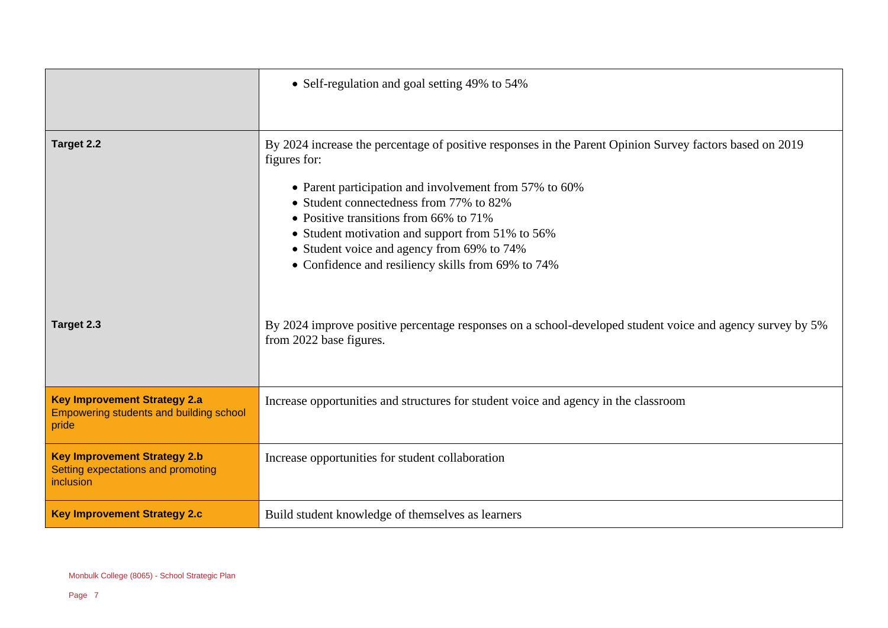| | |
|---|---|
| | • Self-regulation and goal setting 49% to 54% |
| **Target 2.2** | By 2024 increase the percentage of positive responses in the Parent Opinion Survey factors based on 2019 figures for:<br><br>• Parent participation and involvement from 57% to 60%<br>• Student connectedness from 77% to 82%<br>• Positive transitions from 66% to 71%<br>• Student motivation and support from 51% to 56%<br>• Student voice and agency from 69% to 74%<br>• Confidence and resiliency skills from 69% to 74% |
| **Target 2.3** | By 2024 improve positive percentage responses on a school-developed student voice and agency survey by 5% from 2022 base figures. |
| **Key Improvement Strategy 2.a**<br>Empowering students and building school pride | Increase opportunities and structures for student voice and agency in the classroom |
| **Key Improvement Strategy 2.b**<br>Setting expectations and promoting inclusion | Increase opportunities for student collaboration |
| **Key Improvement Strategy 2.c** | Build student knowledge of themselves as learners |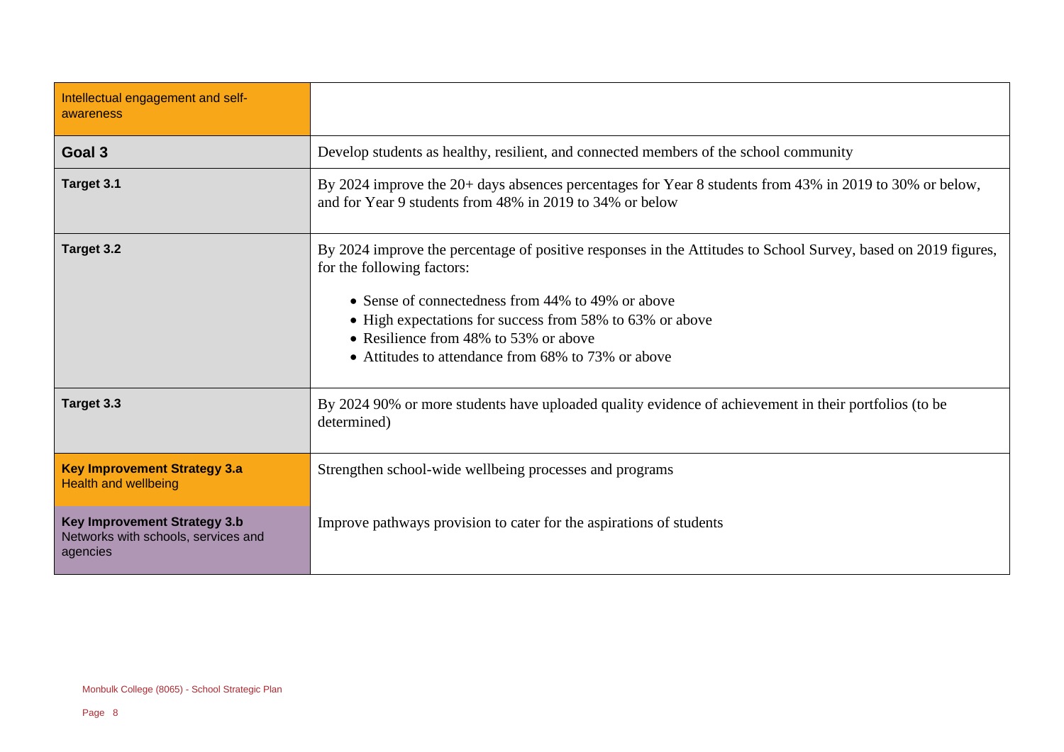| | |
|---|---|
| Intellectual engagement and self-awareness | |
| **Goal 3** | Develop students as healthy, resilient, and connected members of the school community |
| **Target 3.1** | By 2024 improve the 20+ days absences percentages for Year 8 students from 43% in 2019 to 30% or below, and for Year 9 students from 48% in 2019 to 34% or below |
| **Target 3.2** | By 2024 improve the percentage of positive responses in the Attitudes to School Survey, based on 2019 figures, for the following factors:<br><br>• Sense of connectedness from 44% to 49% or above<br>• High expectations for success from 58% to 63% or above<br>• Resilience from 48% to 53% or above<br>• Attitudes to attendance from 68% to 73% or above |
| **Target 3.3** | By 2024 90% or more students have uploaded quality evidence of achievement in their portfolios (to be determined) |
| **Key Improvement Strategy 3.a** Health and wellbeing | Strengthen school-wide wellbeing processes and programs |
| **Key Improvement Strategy 3.b** Networks with schools, services and agencies | Improve pathways provision to cater for the aspirations of students |